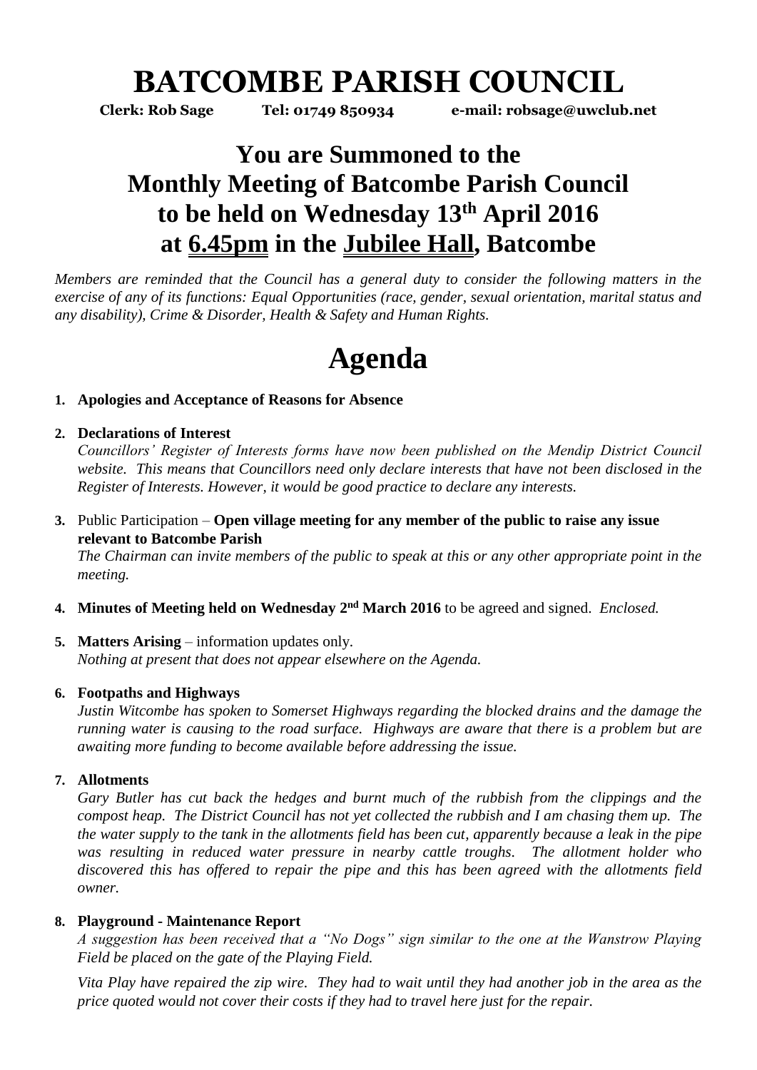# BATCOMBE PARISH COUNCIL

**Clerk: Rob Sage Tel: 01749 850934 e-mail: robsage@uwclub.net**

## You are Summoned to the Monthly Meeting of Batcombe Parish Council to be held on Wednesday 13th April 2016 at 6.45pm in the Jubilee Hall, Batcombe

*Members are reminded that the Council has a general duty to consider the following matters in the exercise of any of its functions: Equal Opportunities (race, gender, sexual orientation, marital status and any disability), Crime & Disorder, Health & Safety and Human Rights.*

# Agenda

1. **Apologies and Acceptance of Reasons for Absence**

2. **Declarations of Interest**
   *Councillors' Register of Interests forms have now been published on the Mendip District Council website. This means that Councillors need only declare interests that have not been disclosed in the Register of Interests. However, it would be good practice to declare any interests.*

3. Public Participation – **Open village meeting for any member of the public to raise any issue relevant to Batcombe Parish**
   *The Chairman can invite members of the public to speak at this or any other appropriate point in the meeting.*

4. **Minutes of Meeting held on Wednesday 2nd March 2016** to be agreed and signed. *Enclosed.*

5. **Matters Arising** – information updates only.
   *Nothing at present that does not appear elsewhere on the Agenda.*

6. **Footpaths and Highways**
   *Justin Witcombe has spoken to Somerset Highways regarding the blocked drains and the damage the running water is causing to the road surface. Highways are aware that there is a problem but are awaiting more funding to become available before addressing the issue.*

7. **Allotments**
   *Gary Butler has cut back the hedges and burnt much of the rubbish from the clippings and the compost heap. The District Council has not yet collected the rubbish and I am chasing them up. The the water supply to the tank in the allotments field has been cut, apparently because a leak in the pipe was resulting in reduced water pressure in nearby cattle troughs. The allotment holder who discovered this has offered to repair the pipe and this has been agreed with the allotments field owner.*

8. **Playground - Maintenance Report**
   *A suggestion has been received that a "No Dogs" sign similar to the one at the Wanstrow Playing Field be placed on the gate of the Playing Field.*

   *Vita Play have repaired the zip wire. They had to wait until they had another job in the area as the price quoted would not cover their costs if they had to travel here just for the repair.*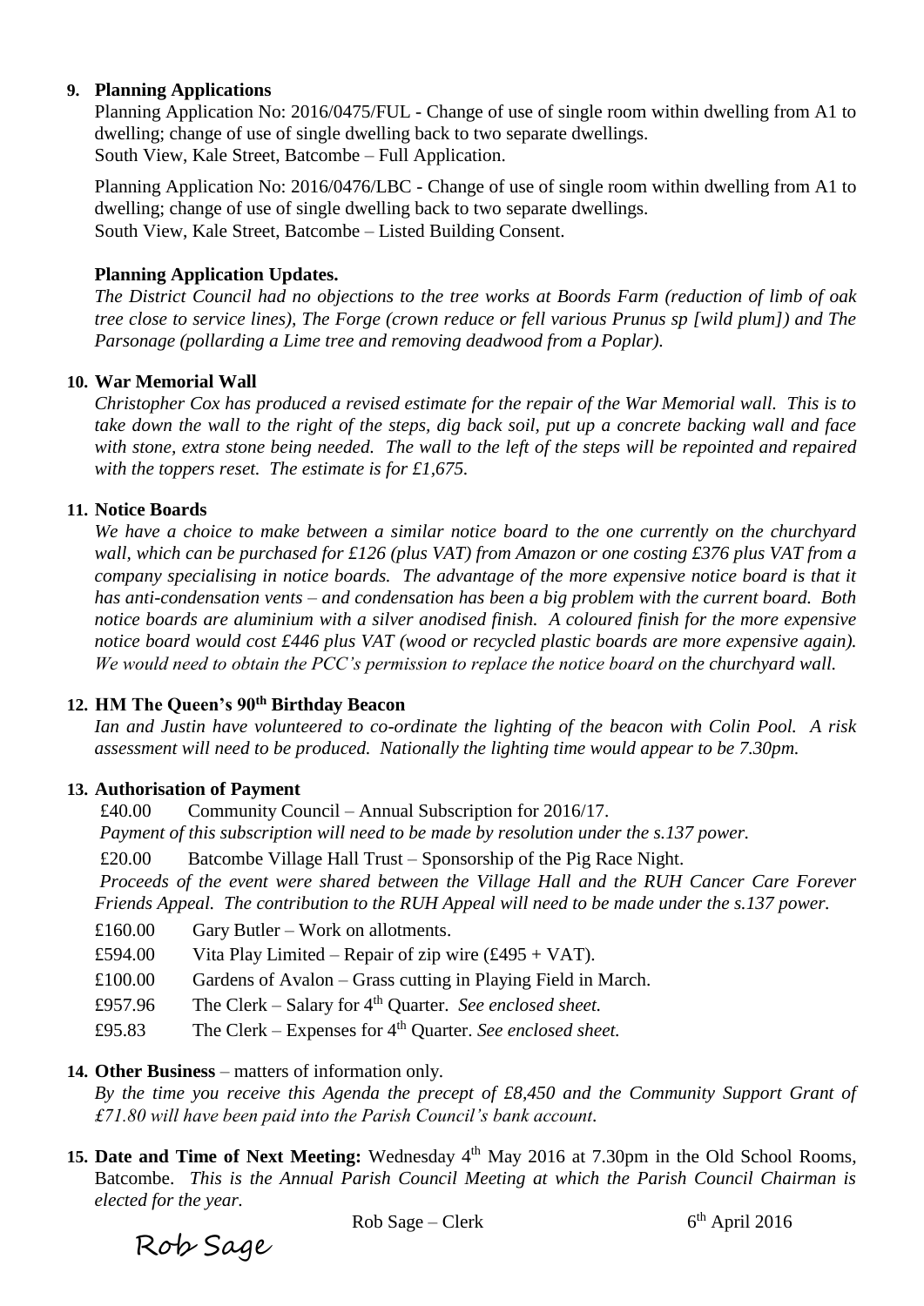**9. Planning Applications**

Planning Application No: 2016/0475/FUL - Change of use of single room within dwelling from A1 to dwelling; change of use of single dwelling back to two separate dwellings.
South View, Kale Street, Batcombe – Full Application.

Planning Application No: 2016/0476/LBC - Change of use of single room within dwelling from A1 to dwelling; change of use of single dwelling back to two separate dwellings.
South View, Kale Street, Batcombe – Listed Building Consent.

**Planning Application Updates.**

*The District Council had no objections to the tree works at Boords Farm (reduction of limb of oak tree close to service lines), The Forge (crown reduce or fell various Prunus sp [wild plum]) and The Parsonage (pollarding a Lime tree and removing deadwood from a Poplar).*

**10. War Memorial Wall**

*Christopher Cox has produced a revised estimate for the repair of the War Memorial wall. This is to take down the wall to the right of the steps, dig back soil, put up a concrete backing wall and face with stone, extra stone being needed. The wall to the left of the steps will be repointed and repaired with the toppers reset. The estimate is for £1,675.*

**11. Notice Boards**

*We have a choice to make between a similar notice board to the one currently on the churchyard wall, which can be purchased for £126 (plus VAT) from Amazon or one costing £376 plus VAT from a company specialising in notice boards. The advantage of the more expensive notice board is that it has anti-condensation vents – and condensation has been a big problem with the current board. Both notice boards are aluminium with a silver anodised finish. A coloured finish for the more expensive notice board would cost £446 plus VAT (wood or recycled plastic boards are more expensive again). We would need to obtain the PCC's permission to replace the notice board on the churchyard wall.*

**12. HM The Queen's 90th Birthday Beacon**

*Ian and Justin have volunteered to co-ordinate the lighting of the beacon with Colin Pool. A risk assessment will need to be produced. Nationally the lighting time would appear to be 7.30pm.*

**13. Authorisation of Payment**

£40.00 Community Council – Annual Subscription for 2016/17.
*Payment of this subscription will need to be made by resolution under the s.137 power.*

£20.00 Batcombe Village Hall Trust – Sponsorship of the Pig Race Night.
*Proceeds of the event were shared between the Village Hall and the RUH Cancer Care Forever Friends Appeal. The contribution to the RUH Appeal will need to be made under the s.137 power.*

£160.00 Gary Butler – Work on allotments.

£594.00 Vita Play Limited – Repair of zip wire (£495 + VAT).

£100.00 Gardens of Avalon – Grass cutting in Playing Field in March.

£957.96 The Clerk – Salary for 4th Quarter. *See enclosed sheet.*

£95.83 The Clerk – Expenses for 4th Quarter. *See enclosed sheet.*

**14. Other Business** – matters of information only.

*By the time you receive this Agenda the precept of £8,450 and the Community Support Grant of £71.80 will have been paid into the Parish Council's bank account.*

**15. Date and Time of Next Meeting:** Wednesday 4th May 2016 at 7.30pm in the Old School Rooms, Batcombe. *This is the Annual Parish Council Meeting at which the Parish Council Chairman is elected for the year.*

Rob Sage

Rob Sage – Clerk 6th April 2016